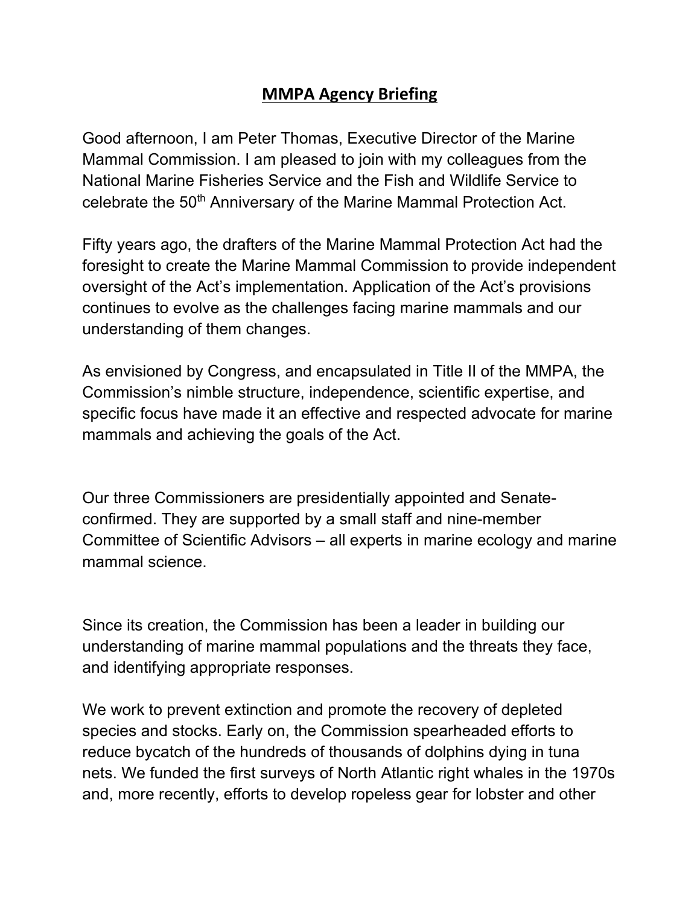# MMPA Agency Briefing

Good afternoon, I am Peter Thomas, Executive Director of the Marine Mammal Commission. I am pleased to join with my colleagues from the National Marine Fisheries Service and the Fish and Wildlife Service to celebrate the 50th Anniversary of the Marine Mammal Protection Act.

Fifty years ago, the drafters of the Marine Mammal Protection Act had the foresight to create the Marine Mammal Commission to provide independent oversight of the Act's implementation. Application of the Act's provisions continues to evolve as the challenges facing marine mammals and our understanding of them changes.

As envisioned by Congress, and encapsulated in Title II of the MMPA, the Commission's nimble structure, independence, scientific expertise, and specific focus have made it an effective and respected advocate for marine mammals and achieving the goals of the Act.

Our three Commissioners are presidentially appointed and Senate-confirmed. They are supported by a small staff and nine-member Committee of Scientific Advisors – all experts in marine ecology and marine mammal science.

Since its creation, the Commission has been a leader in building our understanding of marine mammal populations and the threats they face, and identifying appropriate responses.

We work to prevent extinction and promote the recovery of depleted species and stocks. Early on, the Commission spearheaded efforts to reduce bycatch of the hundreds of thousands of dolphins dying in tuna nets. We funded the first surveys of North Atlantic right whales in the 1970s and, more recently, efforts to develop ropeless gear for lobster and other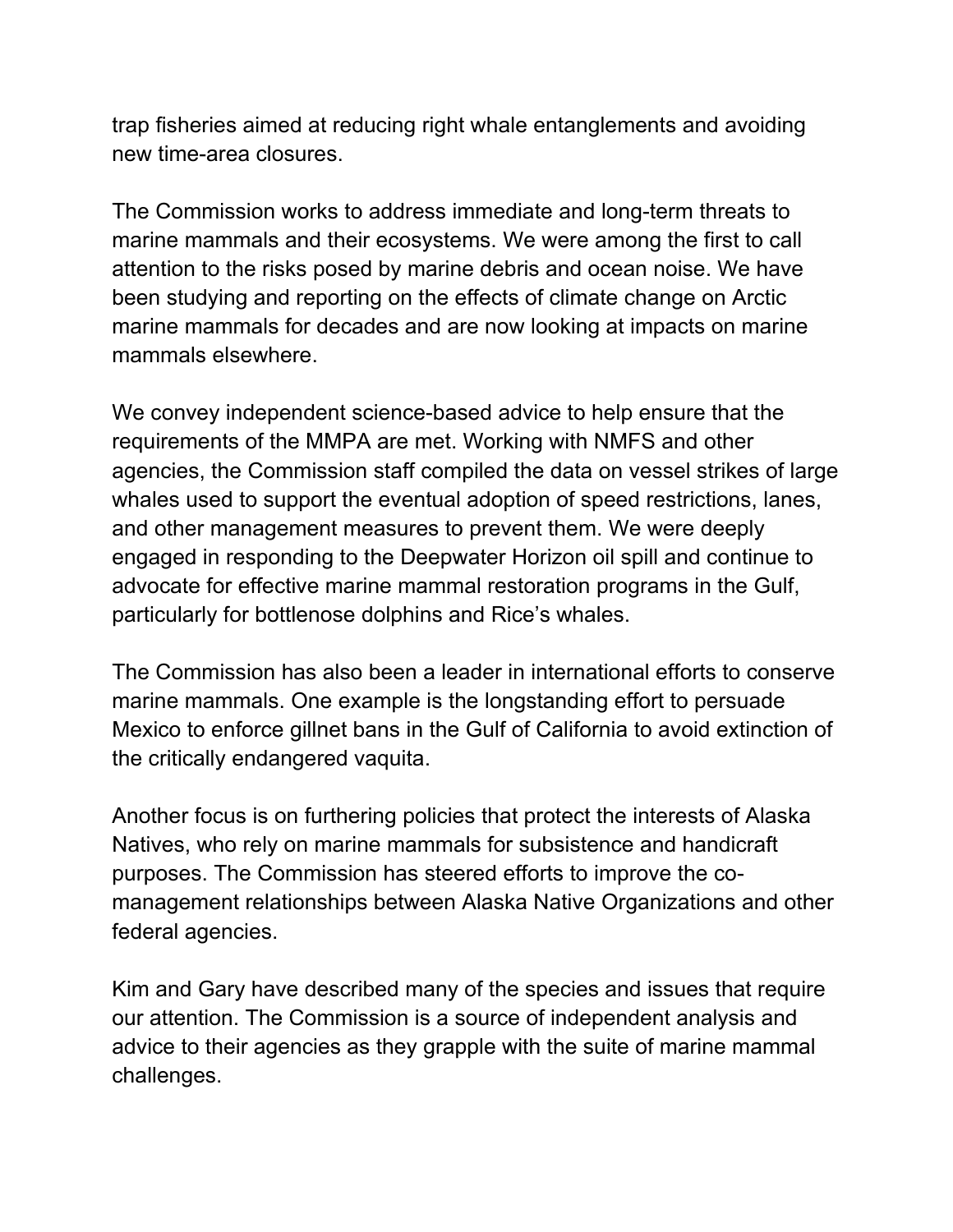trap fisheries aimed at reducing right whale entanglements and avoiding new time-area closures.

The Commission works to address immediate and long-term threats to marine mammals and their ecosystems. We were among the first to call attention to the risks posed by marine debris and ocean noise. We have been studying and reporting on the effects of climate change on Arctic marine mammals for decades and are now looking at impacts on marine mammals elsewhere.

We convey independent science-based advice to help ensure that the requirements of the MMPA are met. Working with NMFS and other agencies, the Commission staff compiled the data on vessel strikes of large whales used to support the eventual adoption of speed restrictions, lanes, and other management measures to prevent them. We were deeply engaged in responding to the Deepwater Horizon oil spill and continue to advocate for effective marine mammal restoration programs in the Gulf, particularly for bottlenose dolphins and Rice's whales.

The Commission has also been a leader in international efforts to conserve marine mammals. One example is the longstanding effort to persuade Mexico to enforce gillnet bans in the Gulf of California to avoid extinction of the critically endangered vaquita.

Another focus is on furthering policies that protect the interests of Alaska Natives, who rely on marine mammals for subsistence and handicraft purposes. The Commission has steered efforts to improve the co-management relationships between Alaska Native Organizations and other federal agencies.

Kim and Gary have described many of the species and issues that require our attention. The Commission is a source of independent analysis and advice to their agencies as they grapple with the suite of marine mammal challenges.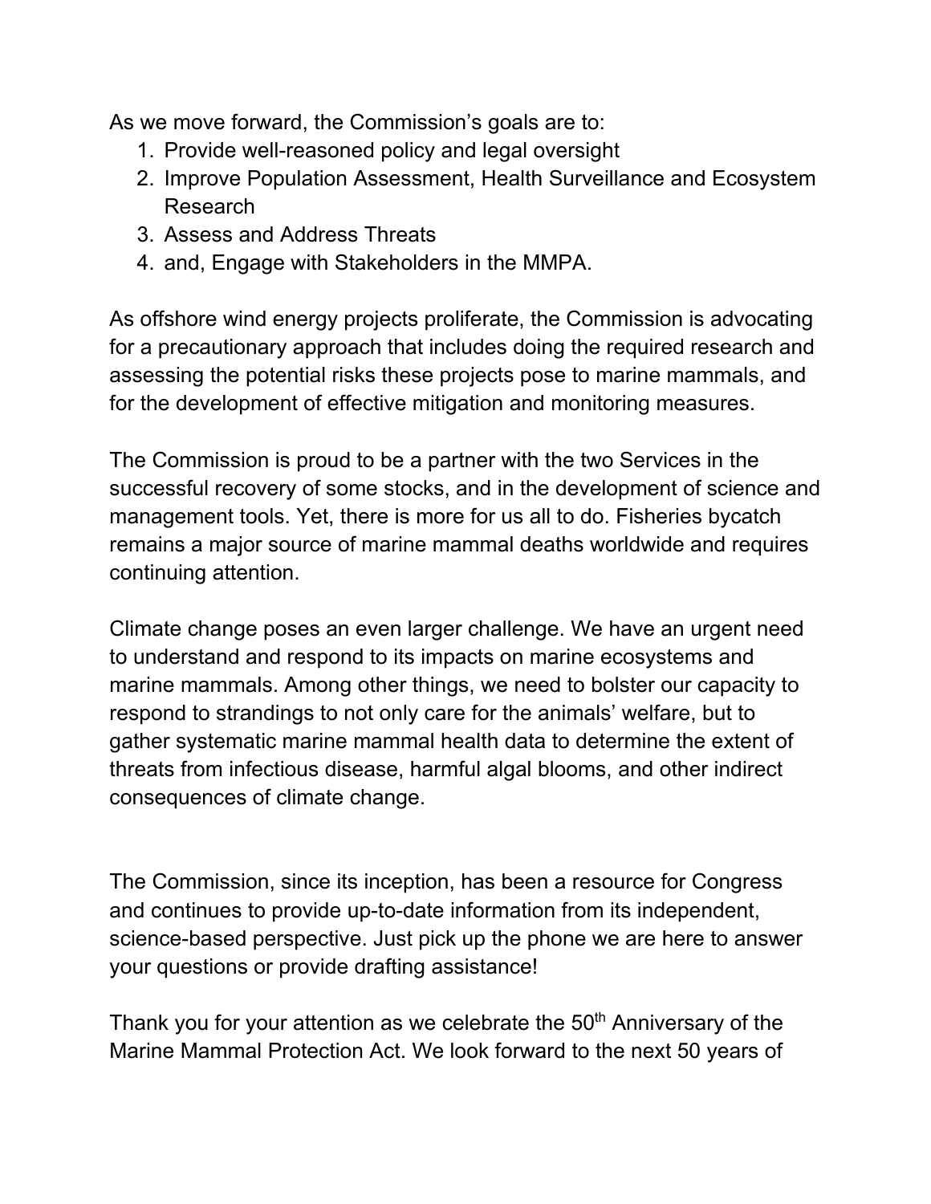As we move forward, the Commission's goals are to:

1. Provide well-reasoned policy and legal oversight
2. Improve Population Assessment, Health Surveillance and Ecosystem Research
3. Assess and Address Threats
4. and, Engage with Stakeholders in the MMPA.

As offshore wind energy projects proliferate, the Commission is advocating for a precautionary approach that includes doing the required research and assessing the potential risks these projects pose to marine mammals, and for the development of effective mitigation and monitoring measures.

The Commission is proud to be a partner with the two Services in the successful recovery of some stocks, and in the development of science and management tools. Yet, there is more for us all to do. Fisheries bycatch remains a major source of marine mammal deaths worldwide and requires continuing attention.

Climate change poses an even larger challenge. We have an urgent need to understand and respond to its impacts on marine ecosystems and marine mammals. Among other things, we need to bolster our capacity to respond to strandings to not only care for the animals' welfare, but to gather systematic marine mammal health data to determine the extent of threats from infectious disease, harmful algal blooms, and other indirect consequences of climate change.

The Commission, since its inception, has been a resource for Congress and continues to provide up-to-date information from its independent, science-based perspective. Just pick up the phone we are here to answer your questions or provide drafting assistance!

Thank you for your attention as we celebrate the 50th Anniversary of the Marine Mammal Protection Act. We look forward to the next 50 years of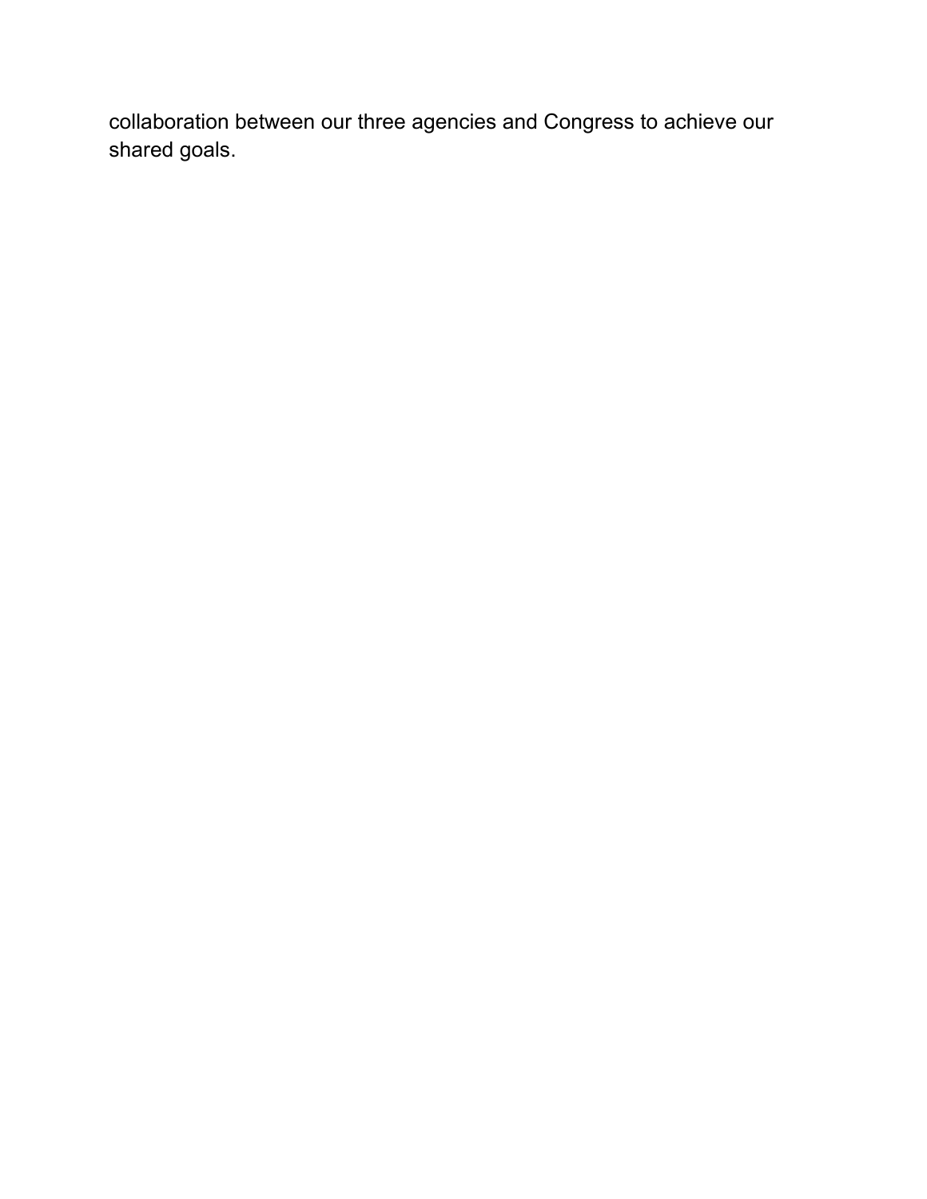collaboration between our three agencies and Congress to achieve our shared goals.